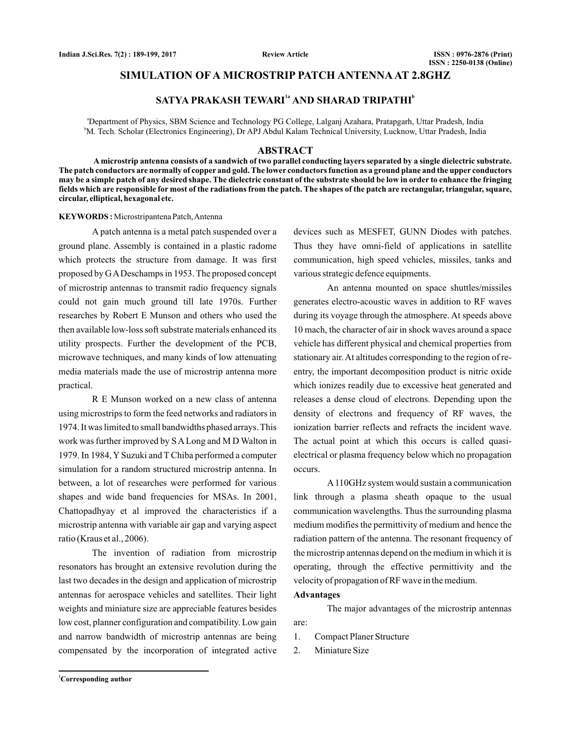# SIMULATION OF A MICROSTRIP PATCH ANTENNA AT 2.8GHZ

## SATYA PRAKASH TEWARI[1a] AND SHARAD TRIPATHI[b]

[a]Department of Physics, SBM Science and Technology PG College, Lalganj Azahara, Pratapgarh, Uttar Pradesh, India
[b]M. Tech. Scholar (Electronics Engineering), Dr APJ Abdul Kalam Technical University, Lucknow, Uttar Pradesh, India

## ABSTRACT

**A microstrip antenna consists of a sandwich of two parallel conducting layers separated by a single dielectric substrate. The patch conductors are normally of copper and gold. The lower conductors function as a ground plane and the upper conductors may be a simple patch of any desired shape. The dielectric constant of the substrate should be low in order to enhance the fringing fields which are responsible for most of the radiations from the patch. The shapes of the patch are rectangular, triangular, square, circular, elliptical, hexagonal etc.**

**KEYWORDS :** Microstripantena Patch, Antenna

A patch antenna is a metal patch suspended over a ground plane. Assembly is contained in a plastic radome which protects the structure from damage. It was first proposed by G A Deschamps in 1953. The proposed concept of microstrip antennas to transmit radio frequency signals could not gain much ground till late 1970s. Further researches by Robert E Munson and others who used the then available low-loss soft substrate materials enhanced its utility prospects. Further the development of the PCB, microwave techniques, and many kinds of low attenuating media materials made the use of microstrip antenna more practical.

R E Munson worked on a new class of antenna using microstrips to form the feed networks and radiators in 1974. It was limited to small bandwidths phased arrays. This work was further improved by S A Long and M D Walton in 1979. In 1984, Y Suzuki and T Chiba performed a computer simulation for a random structured microstrip antenna. In between, a lot of researches were performed for various shapes and wide band frequencies for MSAs. In 2001, Chattopadhyay et al improved the characteristics if a microstrip antenna with variable air gap and varying aspect ratio (Kraus et al., 2006).

The invention of radiation from microstrip resonators has brought an extensive revolution during the last two decades in the design and application of microstrip antennas for aerospace vehicles and satellites. Their light weights and miniature size are appreciable features besides low cost, planner configuration and compatibility. Low gain and narrow bandwidth of microstrip antennas are being compensated by the incorporation of integrated active devices such as MESFET, GUNN Diodes with patches. Thus they have omni-field of applications in satellite communication, high speed vehicles, missiles, tanks and various strategic defence equipments.

An antenna mounted on space shuttles/missiles generates electro-acoustic waves in addition to RF waves during its voyage through the atmosphere. At speeds above 10 mach, the character of air in shock waves around a space vehicle has different physical and chemical properties from stationary air. At altitudes corresponding to the region of re-entry, the important decomposition product is nitric oxide which ionizes readily due to excessive heat generated and releases a dense cloud of electrons. Depending upon the density of electrons and frequency of RF waves, the ionization barrier reflects and refracts the incident wave. The actual point at which this occurs is called quasi-electrical or plasma frequency below which no propagation occurs.

A 110GHz system would sustain a communication link through a plasma sheath opaque to the usual communication wavelengths. Thus the surrounding plasma medium modifies the permittivity of medium and hence the radiation pattern of the antenna. The resonant frequency of the microstrip antennas depend on the medium in which it is operating, through the effective permittivity and the velocity of propagation of RF wave in the medium.

### Advantages

The major advantages of the microstrip antennas are:

1. Compact Planer Structure
2. Miniature Size

[1]Corresponding author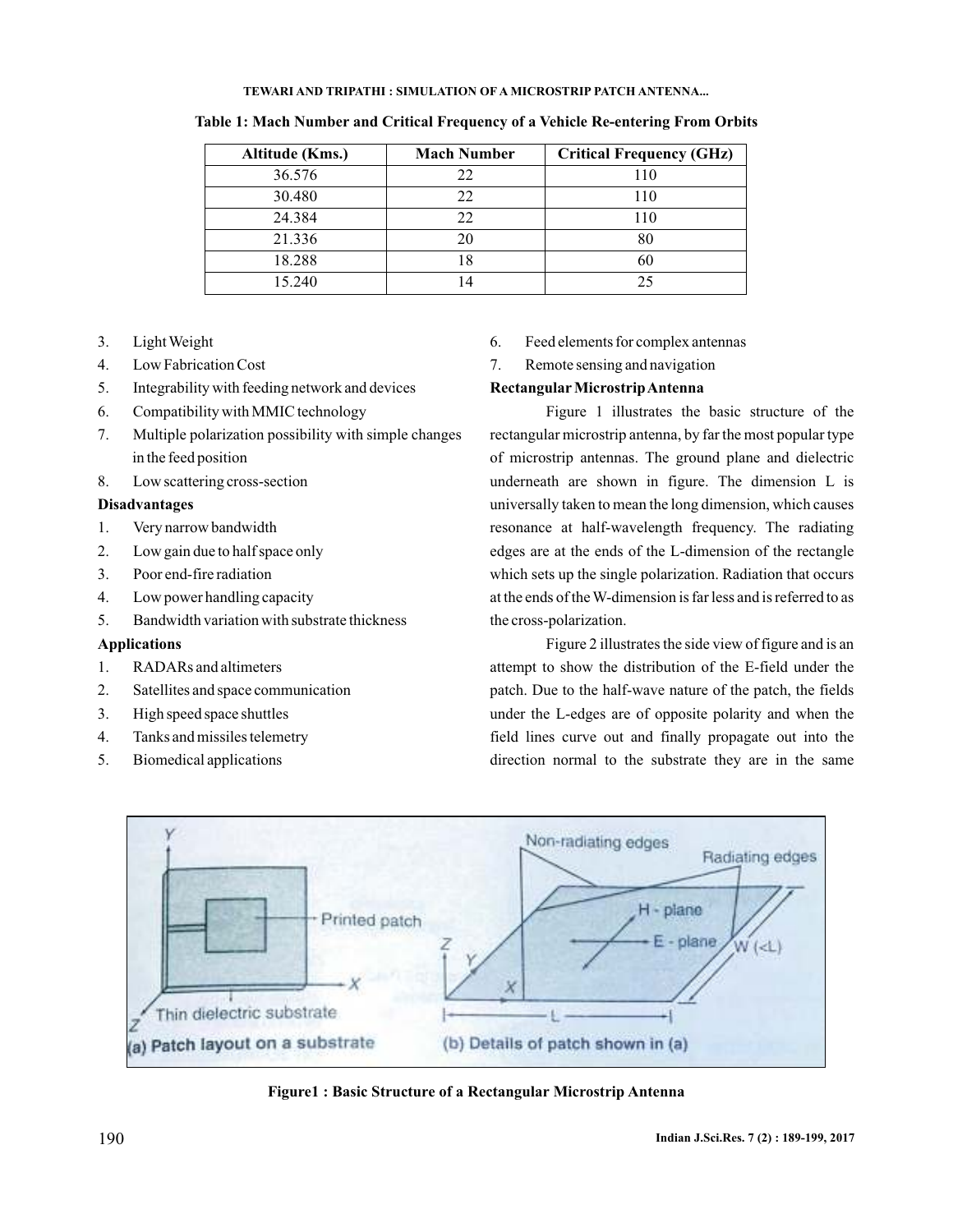**Table 1: Mach Number and Critical Frequency of a Vehicle Re-entering From Orbits**

| Altitude (Kms.) | Mach Number | Critical Frequency (GHz) |
|---|---|---|
| 36.576 | 22 | 110 |
| 30.480 | 22 | 110 |
| 24.384 | 22 | 110 |
| 21.336 | 20 | 80 |
| 18.288 | 18 | 60 |
| 15.240 | 14 | 25 |

3. Light Weight
4. Low Fabrication Cost
5. Integrability with feeding network and devices
6. Compatibility with MMIC technology
7. Multiple polarization possibility with simple changes in the feed position
8. Low scattering cross-section

**Disadvantages**

1. Very narrow bandwidth
2. Low gain due to half space only
3. Poor end-fire radiation
4. Low power handling capacity
5. Bandwidth variation with substrate thickness

**Applications**

1. RADARs and altimeters
2. Satellites and space communication
3. High speed space shuttles
4. Tanks and missiles telemetry
5. Biomedical applications
6. Feed elements for complex antennas
7. Remote sensing and navigation

**Rectangular Microstrip Antenna**

Figure 1 illustrates the basic structure of the rectangular microstrip antenna, by far the most popular type of microstrip antennas. The ground plane and dielectric underneath are shown in figure. The dimension L is universally taken to mean the long dimension, which causes resonance at half-wavelength frequency. The radiating edges are at the ends of the L-dimension of the rectangle which sets up the single polarization. Radiation that occurs at the ends of the W-dimension is far less and is referred to as the cross-polarization.

Figure 2 illustrates the side view of figure and is an attempt to show the distribution of the E-field under the patch. Due to the half-wave nature of the patch, the fields under the L-edges are of opposite polarity and when the field lines curve out and finally propagate out into the direction normal to the substrate they are in the same

**Figure1 : Basic Structure of a Rectangular Microstrip Antenna**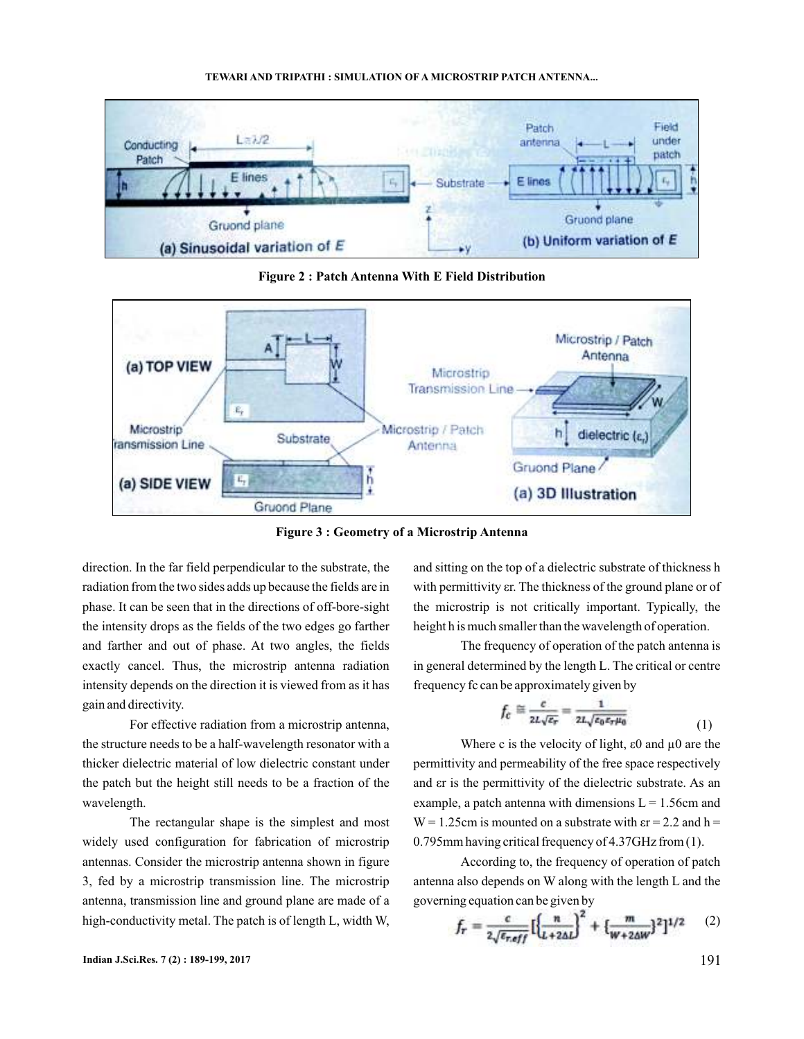Figure 2 : Patch Antenna With E Field Distribution

Figure 3 : Geometry of a Microstrip Antenna

direction. In the far field perpendicular to the substrate, the radiation from the two sides adds up because the fields are in phase. It can be seen that in the directions of off-bore-sight the intensity drops as the fields of the two edges go farther and farther and out of phase. At two angles, the fields exactly cancel. Thus, the microstrip antenna radiation intensity depends on the direction it is viewed from as it has gain and directivity.

For effective radiation from a microstrip antenna, the structure needs to be a half-wavelength resonator with a thicker dielectric material of low dielectric constant under the patch but the height still needs to be a fraction of the wavelength.

The rectangular shape is the simplest and most widely used configuration for fabrication of microstrip antennas. Consider the microstrip antenna shown in figure 3, fed by a microstrip transmission line. The microstrip antenna, transmission line and ground plane are made of a high-conductivity metal. The patch is of length L, width W, and sitting on the top of a dielectric substrate of thickness h with permittivity εr. The thickness of the ground plane or of the microstrip is not critically important. Typically, the height h is much smaller than the wavelength of operation.

The frequency of operation of the patch antenna is in general determined by the length L. The critical or centre frequency fc can be approximately given by

$$f_c \cong \frac{c}{2L\sqrt{\varepsilon_r}} = \frac{1}{2L\sqrt{\varepsilon_0 \varepsilon_r \mu_0}} \tag{1}$$

Where c is the velocity of light, ε0 and μ0 are the permittivity and permeability of the free space respectively and εr is the permittivity of the dielectric substrate. As an example, a patch antenna with dimensions L = 1.56cm and W = 1.25cm is mounted on a substrate with εr = 2.2 and h = 0.795mm having critical frequency of 4.37GHz from (1).

According to, the frequency of operation of patch antenna also depends on W along with the length L and the governing equation can be given by

$$f_r = \frac{c}{2\sqrt{\varepsilon_{r.eff}}}\left[\left\{\frac{n}{L+2\Delta L}\right\}^2 + \left\{\frac{m}{W+2\Delta W}\right\}^2\right]^{1/2} \tag{2}$$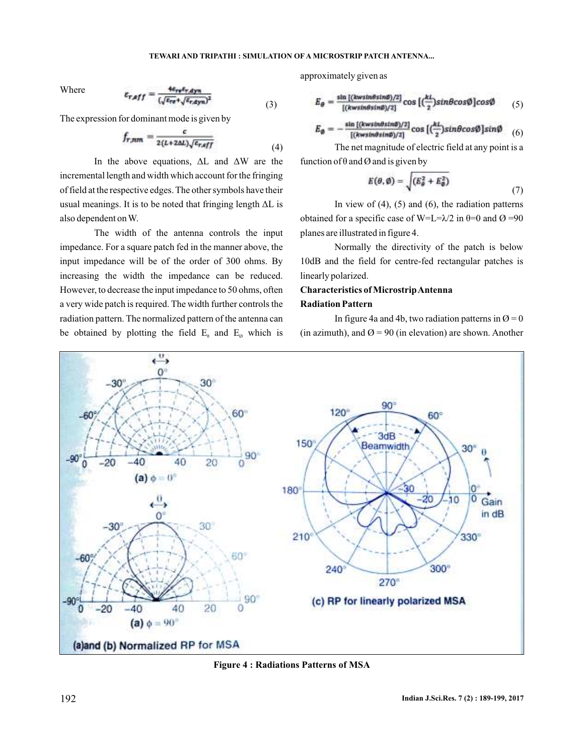Where

$$\varepsilon_{r,eff} = \frac{4\varepsilon_{re}\varepsilon_{r,dyn}}{(\sqrt{\varepsilon_{re}}+\sqrt{\varepsilon_{r,dyn}})^2} \tag{3}$$

The expression for dominant mode is given by

$$f_{r,nm} = \frac{c}{2(L+2\Delta L)\sqrt{\varepsilon_{r,eff}}} \tag{4}$$

In the above equations, $\Delta L$ and $\Delta W$ are the incremental length and width which account for the fringing of field at the respective edges. The other symbols have their usual meanings. It is to be noted that fringing length $\Delta L$ is also dependent on W.

The width of the antenna controls the input impedance. For a square patch fed in the manner above, the input impedance will be of the order of 300 ohms. By increasing the width the impedance can be reduced. However, to decrease the input impedance to 50 ohms, often a very wide patch is required. The width further controls the radiation pattern. The normalized pattern of the antenna can be obtained by plotting the field $E_\theta$ and $E_\phi$ which is approximately given as

$$E_\theta = \frac{\sin[(kw\sin\theta\sin\phi)/2]}{[(kw\sin\theta\sin\phi)/2]}\cos\left[\left(\frac{kL}{2}\right)\sin\theta\cos\phi\right]\cos\phi \tag{5}$$

$$E_\phi = -\frac{\sin[(kw\sin\theta\sin\phi)/2]}{[(kw\sin\theta\sin\phi)/2]}\cos\left[\left(\frac{kL}{2}\right)\sin\theta\cos\phi\right]\sin\phi \tag{6}$$

The net magnitude of electric field at any point is a function of $\theta$ and $\phi$ and is given by

$$E(\theta,\phi) = \sqrt{(E_\theta^2 + E_\phi^2)} \tag{7}$$

In view of (4), (5) and (6), the radiation patterns obtained for a specific case of $W=L=\lambda/2$ in $\theta=0$ and $\phi=90$ planes are illustrated in figure 4.

Normally the directivity of the patch is below 10dB and the field for centre-fed rectangular patches is linearly polarized.

**Characteristics of Microstrip Antenna**

**Radiation Pattern**

In figure 4a and 4b, two radiation patterns in $\phi = 0$ (in azimuth), and $\phi = 90$ (in elevation) are shown. Another

(a) $\phi = 0°$

(a) $\phi = 90°$

(a)and (b) Normalized RP for MSA

(c) RP for linearly polarized MSA

**Figure 4 : Radiations Patterns of MSA**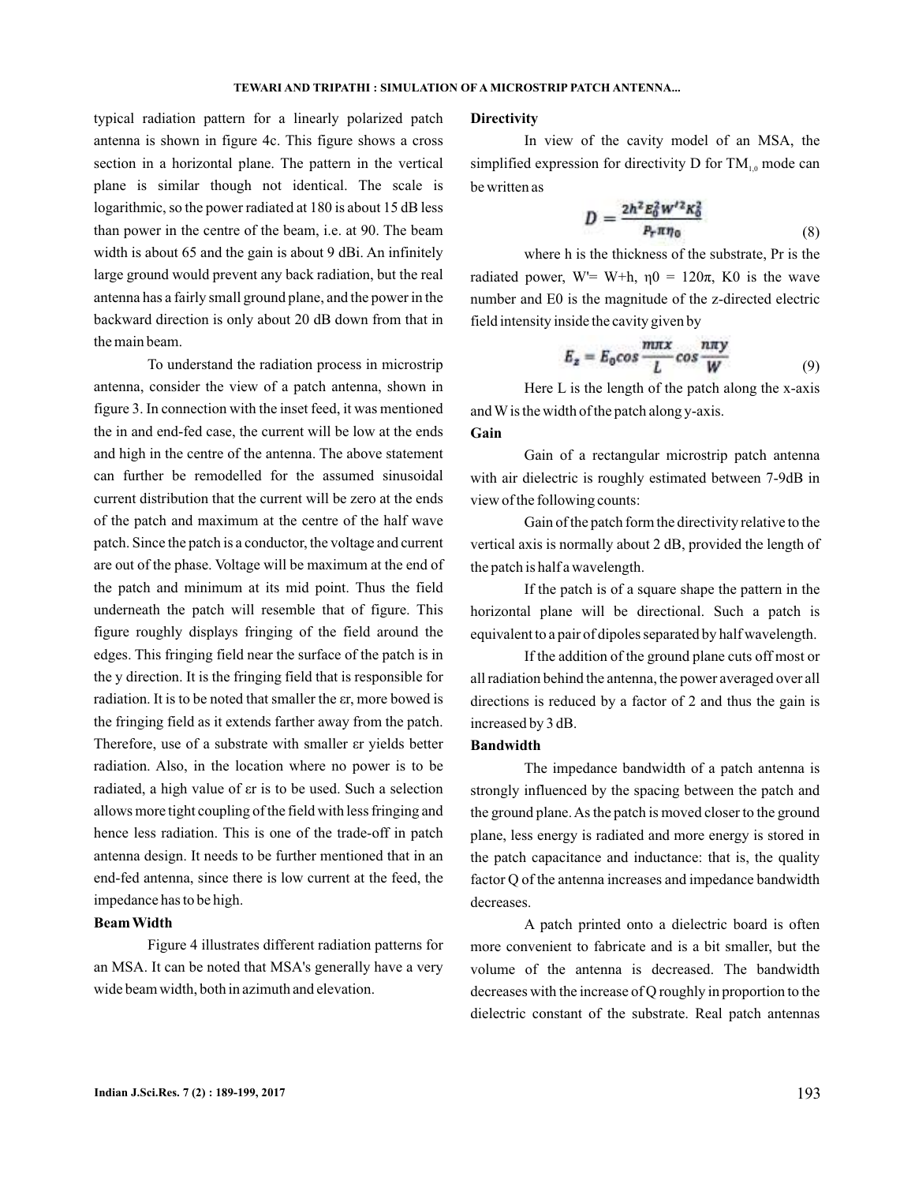typical radiation pattern for a linearly polarized patch antenna is shown in figure 4c. This figure shows a cross section in a horizontal plane. The pattern in the vertical plane is similar though not identical. The scale is logarithmic, so the power radiated at 180 is about 15 dB less than power in the centre of the beam, i.e. at 90. The beam width is about 65 and the gain is about 9 dBi. An infinitely large ground would prevent any back radiation, but the real antenna has a fairly small ground plane, and the power in the backward direction is only about 20 dB down from that in the main beam.

To understand the radiation process in microstrip antenna, consider the view of a patch antenna, shown in figure 3. In connection with the inset feed, it was mentioned the in and end-fed case, the current will be low at the ends and high in the centre of the antenna. The above statement can further be remodelled for the assumed sinusoidal current distribution that the current will be zero at the ends of the patch and maximum at the centre of the half wave patch. Since the patch is a conductor, the voltage and current are out of the phase. Voltage will be maximum at the end of the patch and minimum at its mid point. Thus the field underneath the patch will resemble that of figure. This figure roughly displays fringing of the field around the edges. This fringing field near the surface of the patch is in the y direction. It is the fringing field that is responsible for radiation. It is to be noted that smaller the εr, more bowed is the fringing field as it extends farther away from the patch. Therefore, use of a substrate with smaller εr yields better radiation. Also, in the location where no power is to be radiated, a high value of εr is to be used. Such a selection allows more tight coupling of the field with less fringing and hence less radiation. This is one of the trade-off in patch antenna design. It needs to be further mentioned that in an end-fed antenna, since there is low current at the feed, the impedance has to be high.

**Beam Width**

Figure 4 illustrates different radiation patterns for an MSA. It can be noted that MSA's generally have a very wide beam width, both in azimuth and elevation.

**Directivity**

In view of the cavity model of an MSA, the simplified expression for directivity D for $TM_{1,0}$ mode can be written as

$$D = \frac{2h^2 E_0^2 W'^2 K_0^2}{P_r \pi \eta_0} \tag{8}$$

where h is the thickness of the substrate, Pr is the radiated power, W'= W+h, η0 = 120π, K0 is the wave number and E0 is the magnitude of the z-directed electric field intensity inside the cavity given by

$$E_z = E_0 \cos\frac{m\pi x}{L} \cos\frac{n\pi y}{W} \tag{9}$$

Here L is the length of the patch along the x-axis and W is the width of the patch along y-axis.

**Gain**

Gain of a rectangular microstrip patch antenna with air dielectric is roughly estimated between 7-9dB in view of the following counts:

Gain of the patch form the directivity relative to the vertical axis is normally about 2 dB, provided the length of the patch is half a wavelength.

If the patch is of a square shape the pattern in the horizontal plane will be directional. Such a patch is equivalent to a pair of dipoles separated by half wavelength.

If the addition of the ground plane cuts off most or all radiation behind the antenna, the power averaged over all directions is reduced by a factor of 2 and thus the gain is increased by 3 dB.

**Bandwidth**

The impedance bandwidth of a patch antenna is strongly influenced by the spacing between the patch and the ground plane. As the patch is moved closer to the ground plane, less energy is radiated and more energy is stored in the patch capacitance and inductance: that is, the quality factor Q of the antenna increases and impedance bandwidth decreases.

A patch printed onto a dielectric board is often more convenient to fabricate and is a bit smaller, but the volume of the antenna is decreased. The bandwidth decreases with the increase of Q roughly in proportion to the dielectric constant of the substrate. Real patch antennas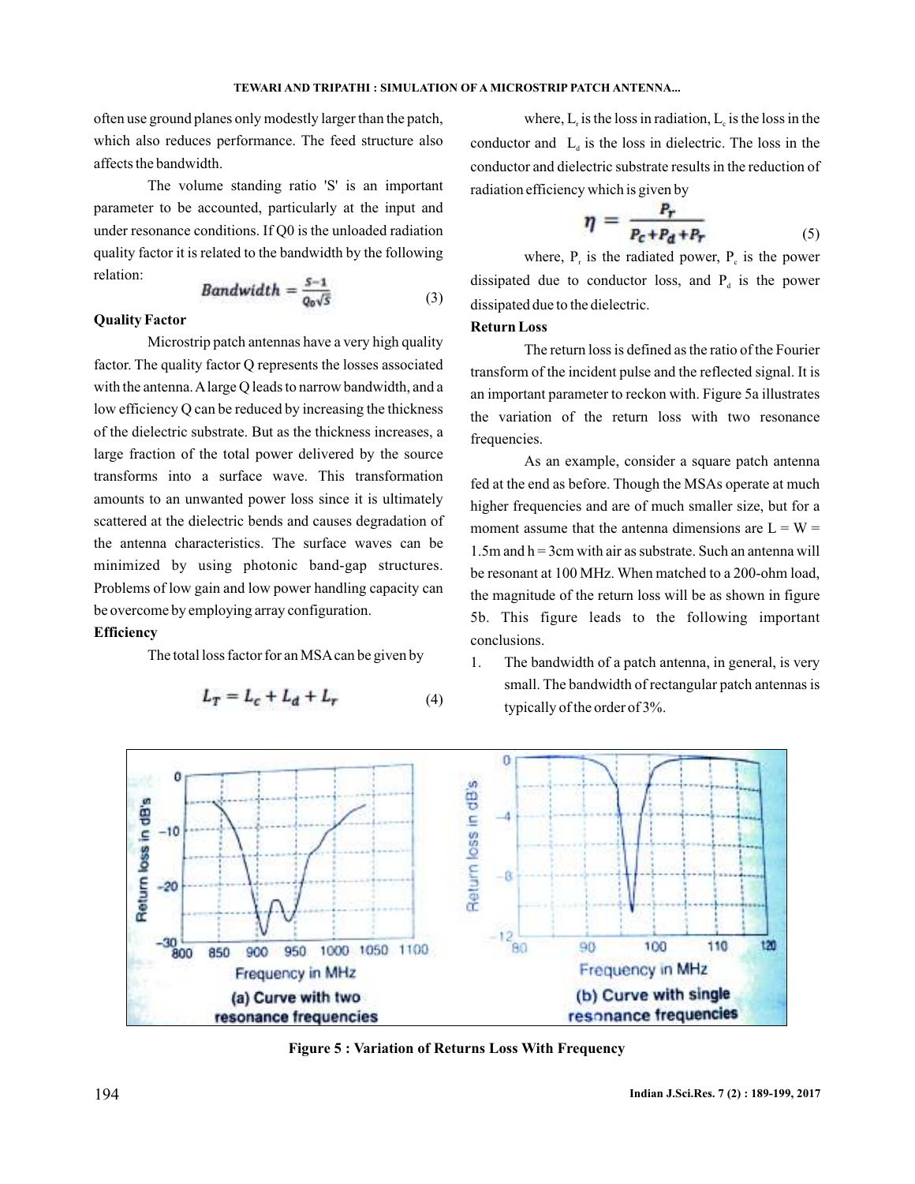often use ground planes only modestly larger than the patch, which also reduces performance. The feed structure also affects the bandwidth.

The volume standing ratio 'S' is an important parameter to be accounted, particularly at the input and under resonance conditions. If Q0 is the unloaded radiation quality factor it is related to the bandwidth by the following relation:

$$Bandwidth = \frac{S-1}{Q_0\sqrt{S}} \quad (3)$$

**Quality Factor**

Microstrip patch antennas have a very high quality factor. The quality factor Q represents the losses associated with the antenna. A large Q leads to narrow bandwidth, and a low efficiency Q can be reduced by increasing the thickness of the dielectric substrate. But as the thickness increases, a large fraction of the total power delivered by the source transforms into a surface wave. This transformation amounts to an unwanted power loss since it is ultimately scattered at the dielectric bends and causes degradation of the antenna characteristics. The surface waves can be minimized by using photonic band-gap structures. Problems of low gain and low power handling capacity can be overcome by employing array configuration.

**Efficiency**

The total loss factor for an MSA can be given by

$$L_T = L_c + L_d + L_r \quad (4)$$

where, $L_r$ is the loss in radiation, $L_c$ is the loss in the conductor and $L_d$ is the loss in dielectric. The loss in the conductor and dielectric substrate results in the reduction of radiation efficiency which is given by

$$\eta = \frac{P_r}{P_c + P_d + P_r} \quad (5)$$

where, $P_r$ is the radiated power, $P_c$ is the power dissipated due to conductor loss, and $P_d$ is the power dissipated due to the dielectric.

**Return Loss**

The return loss is defined as the ratio of the Fourier transform of the incident pulse and the reflected signal. It is an important parameter to reckon with. Figure 5a illustrates the variation of the return loss with two resonance frequencies.

As an example, consider a square patch antenna fed at the end as before. Though the MSAs operate at much higher frequencies and are of much smaller size, but for a moment assume that the antenna dimensions are L = W = 1.5m and h = 3cm with air as substrate. Such an antenna will be resonant at 100 MHz. When matched to a 200-ohm load, the magnitude of the return loss will be as shown in figure 5b. This figure leads to the following important conclusions.

1. The bandwidth of a patch antenna, in general, is very small. The bandwidth of rectangular patch antennas is typically of the order of 3%.

(a) Curve with two resonance frequencies

(b) Curve with single resonance frequencies

**Figure 5 : Variation of Returns Loss With Frequency**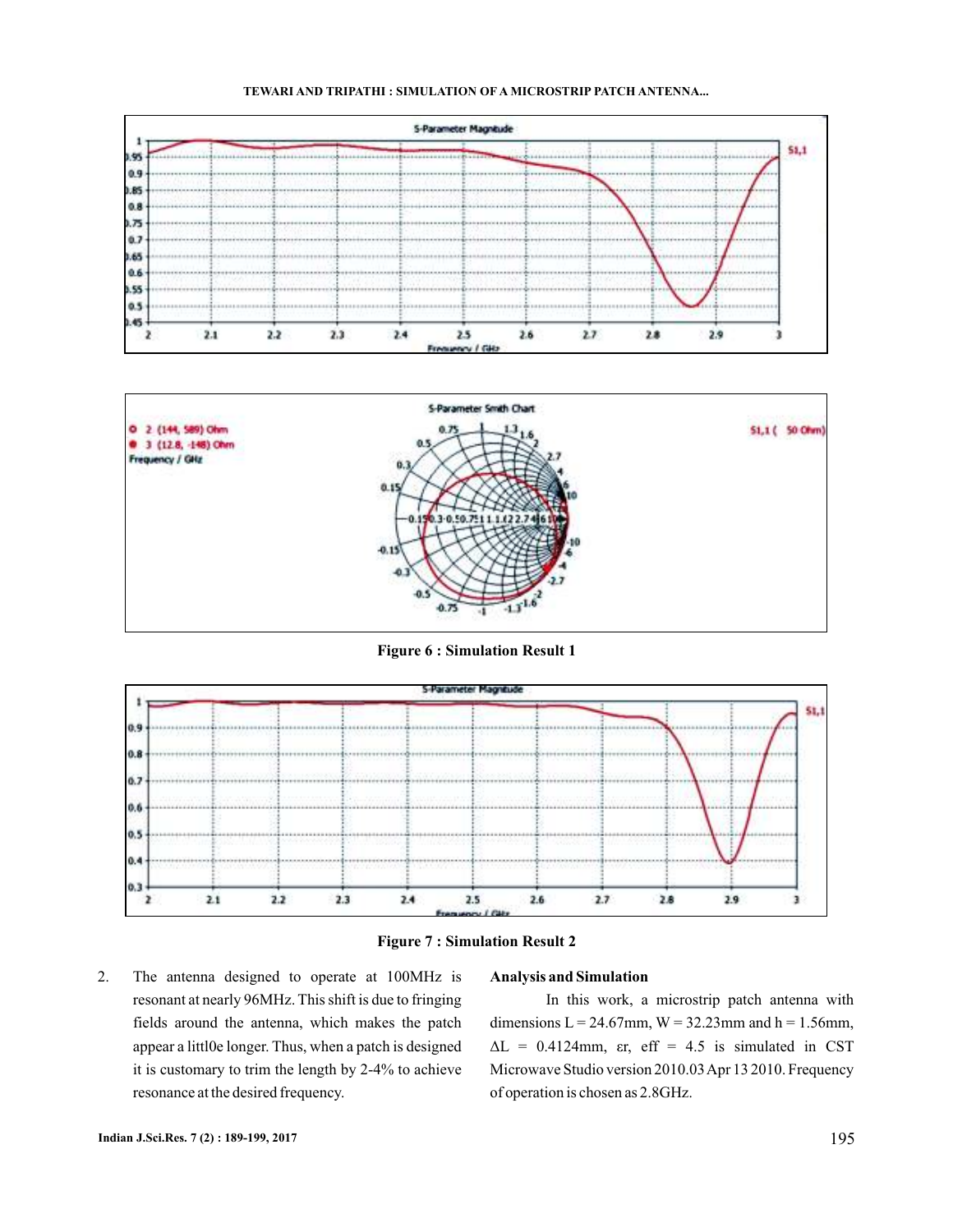Figure 6 : Simulation Result 1

Figure 7 : Simulation Result 2

2. The antenna designed to operate at 100MHz is resonant at nearly 96MHz. This shift is due to fringing fields around the antenna, which makes the patch appear a littl0e longer. Thus, when a patch is designed it is customary to trim the length by 2-4% to achieve resonance at the desired frequency.

**Analysis and Simulation**

In this work, a microstrip patch antenna with dimensions L = 24.67mm, W = 32.23mm and h = 1.56mm, $\Delta L$ = 0.4124mm, $\varepsilon r$, eff = 4.5 is simulated in CST Microwave Studio version 2010.03 Apr 13 2010. Frequency of operation is chosen as 2.8GHz.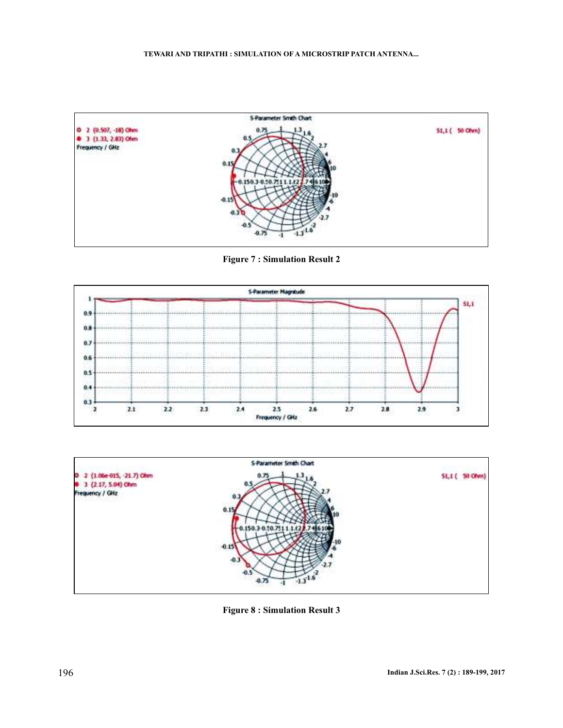Figure 7 : Simulation Result 2

Figure 8 : Simulation Result 3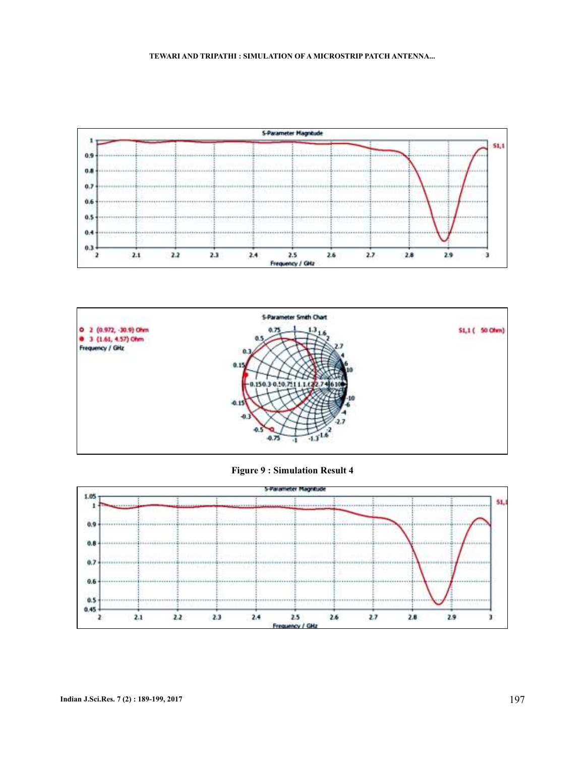Figure 9 : Simulation Result 4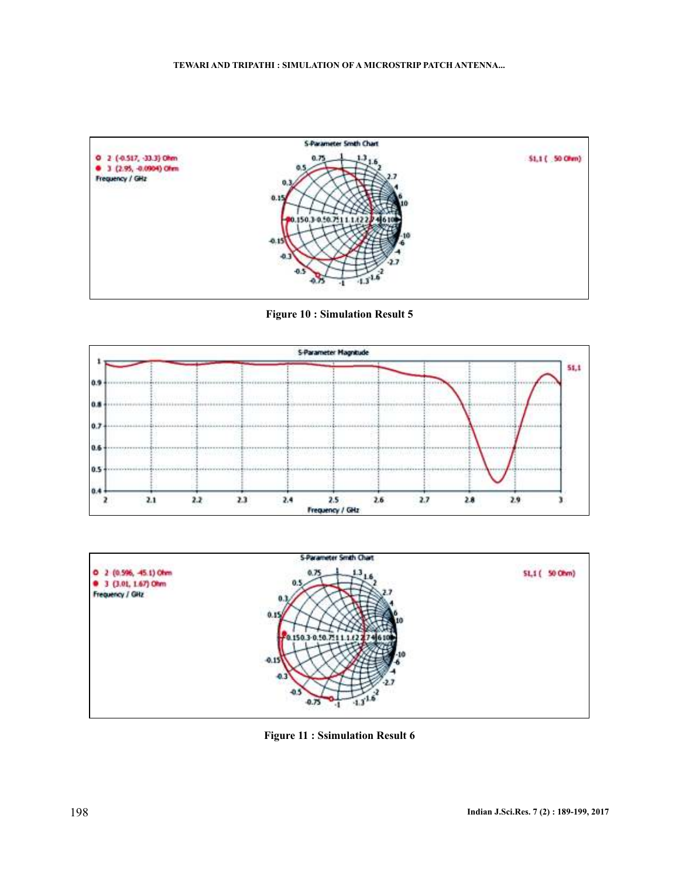Figure 10 : Simulation Result 5

Figure 11 : Ssimulation Result 6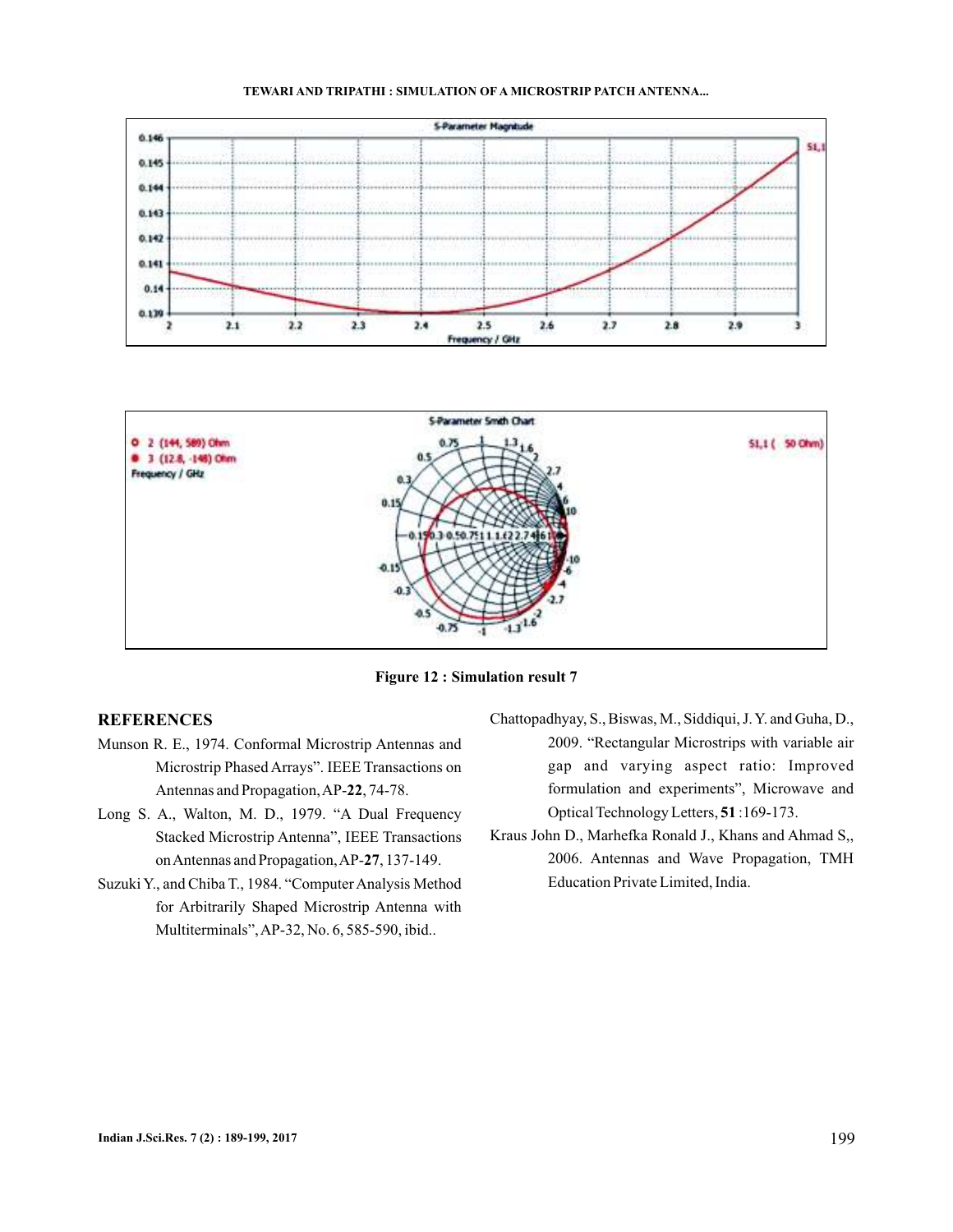S-Parameter Magnitude

0.146
0.145
0.144
0.143
0.142
0.141
0.14
0.139

2 2.1 2.2 2.3 2.4 2.5 2.6 2.7 2.8 2.9 3

Frequency / GHz

S1,1

S-Parameter Smith Chart

○ 2 (144, 589) Ohm
● 3 (12.8, -148) Ohm
Frequency / GHz

S1,1 ( 50 Ohm)

Figure 12 : Simulation result 7

## REFERENCES

Munson R. E., 1974. Conformal Microstrip Antennas and Microstrip Phased Arrays". IEEE Transactions on Antennas and Propagation, AP-**22**, 74-78.

Long S. A., Walton, M. D., 1979. "A Dual Frequency Stacked Microstrip Antenna", IEEE Transactions on Antennas and Propagation, AP-**27**, 137-149.

Suzuki Y., and Chiba T., 1984. "Computer Analysis Method for Arbitrarily Shaped Microstrip Antenna with Multiterminals", AP-32, No. 6, 585-590, ibid..

Chattopadhyay, S., Biswas, M., Siddiqui, J. Y. and Guha, D., 2009. "Rectangular Microstrips with variable air gap and varying aspect ratio: Improved formulation and experiments", Microwave and Optical Technology Letters, **51** :169-173.

Kraus John D., Marhefka Ronald J., Khans and Ahmad S,, 2006. Antennas and Wave Propagation, TMH Education Private Limited, India.